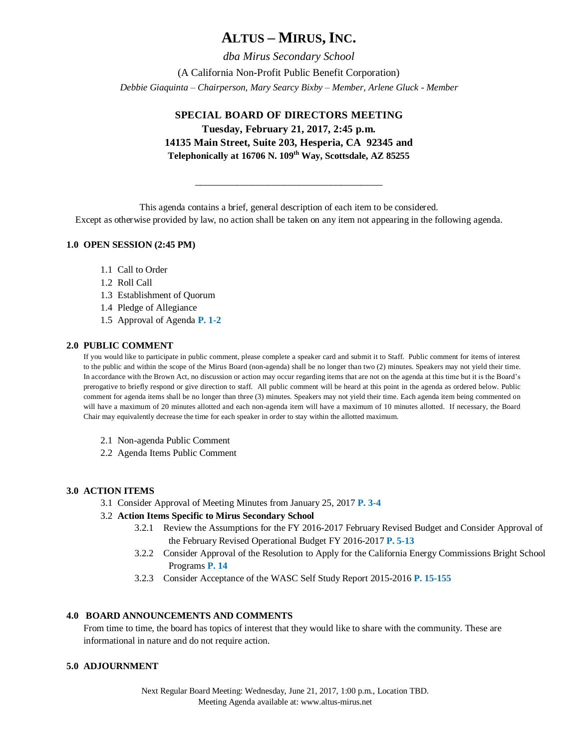# ALTUS – MIRUS, INC.

*dba Mirus Secondary School*

(A California Non-Profit Public Benefit Corporation)

*Debbie Giaquinta – Chairperson, Mary Searcy Bixby – Member, Arlene Gluck - Member*

## SPECIAL BOARD OF DIRECTORS MEETING

**Tuesday, February 21, 2017, 2:45 p.m.**

**14135 Main Street, Suite 203, Hesperia, CA 92345 and**

**Telephonically at 16706 N. 109th Way, Scottsdale, AZ 85255**

---

This agenda contains a brief, general description of each item to be considered.
Except as otherwise provided by law, no action shall be taken on any item not appearing in the following agenda.

### 1.0 OPEN SESSION (2:45 PM)

1.1 Call to Order
1.2 Roll Call
1.3 Establishment of Quorum
1.4 Pledge of Allegiance
1.5 Approval of Agenda **P. 1-2**

### 2.0 PUBLIC COMMENT

If you would like to participate in public comment, please complete a speaker card and submit it to Staff. Public comment for items of interest to the public and within the scope of the Mirus Board (non-agenda) shall be no longer than two (2) minutes. Speakers may not yield their time. In accordance with the Brown Act, no discussion or action may occur regarding items that are not on the agenda at this time but it is the Board's prerogative to briefly respond or give direction to staff. All public comment will be heard at this point in the agenda as ordered below. Public comment for agenda items shall be no longer than three (3) minutes. Speakers may not yield their time. Each agenda item being commented on will have a maximum of 20 minutes allotted and each non-agenda item will have a maximum of 10 minutes allotted. If necessary, the Board Chair may equivalently decrease the time for each speaker in order to stay within the allotted maximum.

2.1 Non-agenda Public Comment
2.2 Agenda Items Public Comment

### 3.0 ACTION ITEMS

3.1 Consider Approval of Meeting Minutes from January 25, 2017 **P. 3-4**

3.2 **Action Items Specific to Mirus Secondary School**

3.2.1 Review the Assumptions for the FY 2016-2017 February Revised Budget and Consider Approval of the February Revised Operational Budget FY 2016-2017 **P. 5-13**

3.2.2 Consider Approval of the Resolution to Apply for the California Energy Commissions Bright School Programs **P. 14**

3.2.3 Consider Acceptance of the WASC Self Study Report 2015-2016 **P. 15-155**

### 4.0 BOARD ANNOUNCEMENTS AND COMMENTS

From time to time, the board has topics of interest that they would like to share with the community. These are informational in nature and do not require action.

### 5.0 ADJOURNMENT

Next Regular Board Meeting: Wednesday, June 21, 2017, 1:00 p.m., Location TBD.
Meeting Agenda available at: www.altus-mirus.net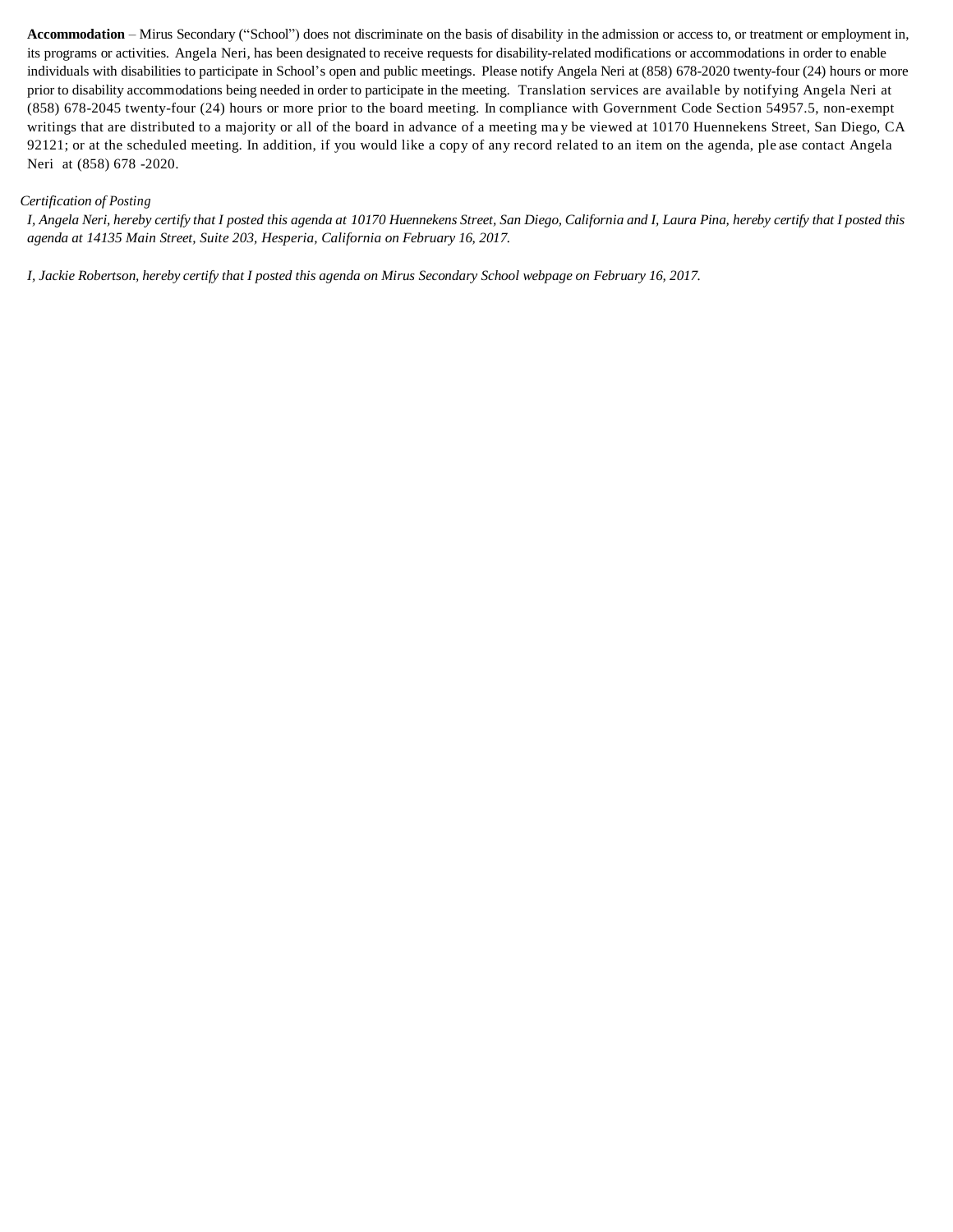**Accommodation** – Mirus Secondary ("School") does not discriminate on the basis of disability in the admission or access to, or treatment or employment in, its programs or activities. Angela Neri, has been designated to receive requests for disability-related modifications or accommodations in order to enable individuals with disabilities to participate in School's open and public meetings. Please notify Angela Neri at (858) 678-2020 twenty-four (24) hours or more prior to disability accommodations being needed in order to participate in the meeting. Translation services are available by notifying Angela Neri at (858) 678-2045 twenty-four (24) hours or more prior to the board meeting. In compliance with Government Code Section 54957.5, non-exempt writings that are distributed to a majority or all of the board in advance of a meeting may be viewed at 10170 Huennekens Street, San Diego, CA 92121; or at the scheduled meeting. In addition, if you would like a copy of any record related to an item on the agenda, please contact Angela Neri at (858) 678 -2020.

*Certification of Posting*

*I, Angela Neri, hereby certify that I posted this agenda at 10170 Huennekens Street, San Diego, California and I, Laura Pina, hereby certify that I posted this agenda at 14135 Main Street, Suite 203, Hesperia, California on February 16, 2017.*

*I, Jackie Robertson, hereby certify that I posted this agenda on Mirus Secondary School webpage on February 16, 2017.*